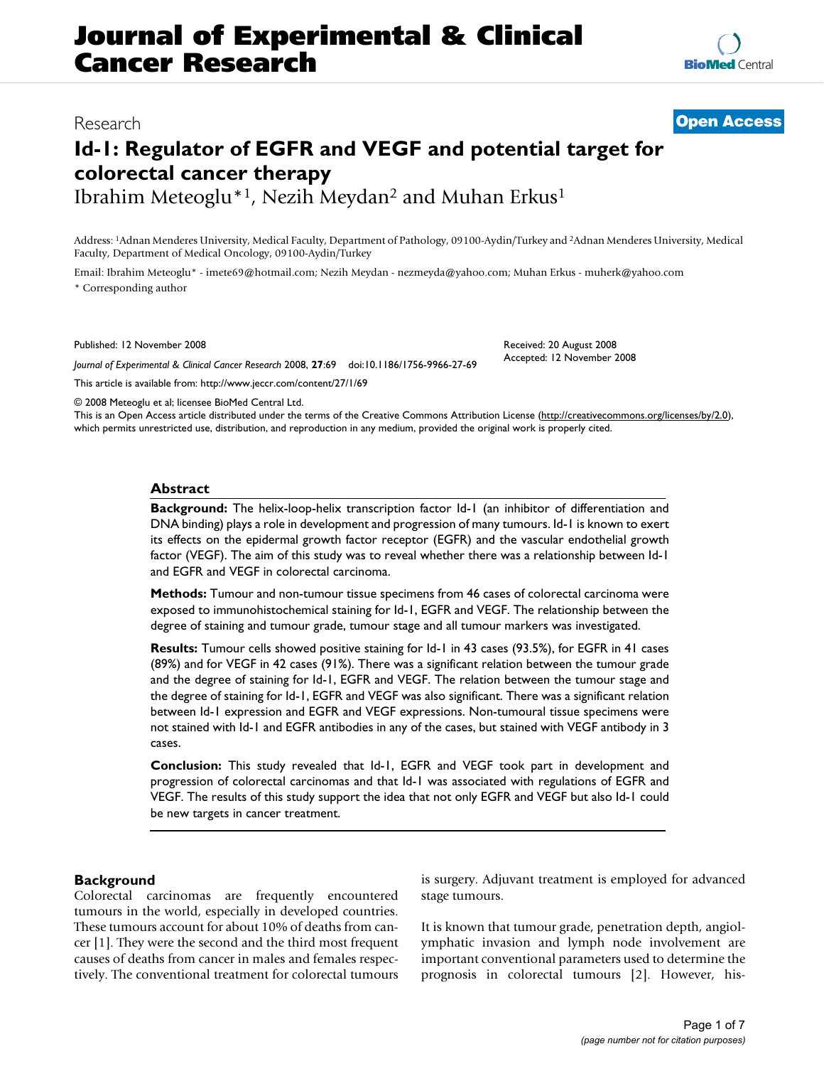Research

**Open Access**

# Id-1: Regulator of EGFR and VEGF and potential target for colorectal cancer therapy

Ibrahim Meteoglu*[1], Nezih Meydan[2] and Muhan Erkus[1]

Address: [1]Adnan Menderes University, Medical Faculty, Department of Pathology, 09100-Aydin/Turkey and [2]Adnan Menderes University, Medical Faculty, Department of Medical Oncology, 09100-Aydin/Turkey

Email: Ibrahim Meteoglu* - imete69@hotmail.com; Nezih Meydan - nezmeyda@yahoo.com; Muhan Erkus - muherk@yahoo.com

* Corresponding author

Published: 12 November 2008

*Journal of Experimental & Clinical Cancer Research* 2008, **27**:69 doi:10.1186/1756-9966-27-69

Received: 20 August 2008
Accepted: 12 November 2008

This article is available from: http://www.jeccr.com/content/27/1/69

© 2008 Meteoglu et al; licensee BioMed Central Ltd.

This is an Open Access article distributed under the terms of the Creative Commons Attribution License (http://creativecommons.org/licenses/by/2.0), which permits unrestricted use, distribution, and reproduction in any medium, provided the original work is properly cited.

## Abstract

**Background:** The helix-loop-helix transcription factor Id-1 (an inhibitor of differentiation and DNA binding) plays a role in development and progression of many tumours. Id-1 is known to exert its effects on the epidermal growth factor receptor (EGFR) and the vascular endothelial growth factor (VEGF). The aim of this study was to reveal whether there was a relationship between Id-1 and EGFR and VEGF in colorectal carcinoma.

**Methods:** Tumour and non-tumour tissue specimens from 46 cases of colorectal carcinoma were exposed to immunohistochemical staining for Id-1, EGFR and VEGF. The relationship between the degree of staining and tumour grade, tumour stage and all tumour markers was investigated.

**Results:** Tumour cells showed positive staining for Id-1 in 43 cases (93.5%), for EGFR in 41 cases (89%) and for VEGF in 42 cases (91%). There was a significant relation between the tumour grade and the degree of staining for Id-1, EGFR and VEGF. The relation between the tumour stage and the degree of staining for Id-1, EGFR and VEGF was also significant. There was a significant relation between Id-1 expression and EGFR and VEGF expressions. Non-tumoural tissue specimens were not stained with Id-1 and EGFR antibodies in any of the cases, but stained with VEGF antibody in 3 cases.

**Conclusion:** This study revealed that Id-1, EGFR and VEGF took part in development and progression of colorectal carcinomas and that Id-1 was associated with regulations of EGFR and VEGF. The results of this study support the idea that not only EGFR and VEGF but also Id-1 could be new targets in cancer treatment.

## Background

Colorectal carcinomas are frequently encountered tumours in the world, especially in developed countries. These tumours account for about 10% of deaths from cancer [1]. They were the second and the third most frequent causes of deaths from cancer in males and females respectively. The conventional treatment for colorectal tumours is surgery. Adjuvant treatment is employed for advanced stage tumours.

It is known that tumour grade, penetration depth, angiolymphatic invasion and lymph node involvement are important conventional parameters used to determine the prognosis in colorectal tumours [2]. However, his-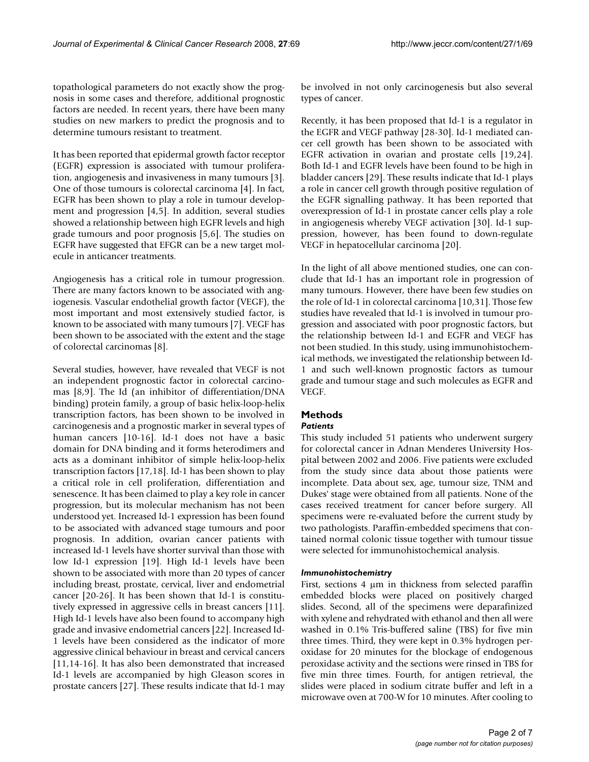topathological parameters do not exactly show the prognosis in some cases and therefore, additional prognostic factors are needed. In recent years, there have been many studies on new markers to predict the prognosis and to determine tumours resistant to treatment.

It has been reported that epidermal growth factor receptor (EGFR) expression is associated with tumour proliferation, angiogenesis and invasiveness in many tumours [3]. One of those tumours is colorectal carcinoma [4]. In fact, EGFR has been shown to play a role in tumour development and progression [4,5]. In addition, several studies showed a relationship between high EGFR levels and high grade tumours and poor prognosis [5,6]. The studies on EGFR have suggested that EFGR can be a new target molecule in anticancer treatments.

Angiogenesis has a critical role in tumour progression. There are many factors known to be associated with angiogenesis. Vascular endothelial growth factor (VEGF), the most important and most extensively studied factor, is known to be associated with many tumours [7]. VEGF has been shown to be associated with the extent and the stage of colorectal carcinomas [8].

Several studies, however, have revealed that VEGF is not an independent prognostic factor in colorectal carcinomas [8,9]. The Id (an inhibitor of differentiation/DNA binding) protein family, a group of basic helix-loop-helix transcription factors, has been shown to be involved in carcinogenesis and a prognostic marker in several types of human cancers [10-16]. Id-1 does not have a basic domain for DNA binding and it forms heterodimers and acts as a dominant inhibitor of simple helix-loop-helix transcription factors [17,18]. Id-1 has been shown to play a critical role in cell proliferation, differentiation and senescence. It has been claimed to play a key role in cancer progression, but its molecular mechanism has not been understood yet. Increased Id-1 expression has been found to be associated with advanced stage tumours and poor prognosis. In addition, ovarian cancer patients with increased Id-1 levels have shorter survival than those with low Id-1 expression [19]. High Id-1 levels have been shown to be associated with more than 20 types of cancer including breast, prostate, cervical, liver and endometrial cancer [20-26]. It has been shown that Id-1 is constitutively expressed in aggressive cells in breast cancers [11]. High Id-1 levels have also been found to accompany high grade and invasive endometrial cancers [22]. Increased Id-1 levels have been considered as the indicator of more aggressive clinical behaviour in breast and cervical cancers [11,14-16]. It has also been demonstrated that increased Id-1 levels are accompanied by high Gleason scores in prostate cancers [27]. These results indicate that Id-1 may be involved in not only carcinogenesis but also several types of cancer.

Recently, it has been proposed that Id-1 is a regulator in the EGFR and VEGF pathway [28-30]. Id-1 mediated cancer cell growth has been shown to be associated with EGFR activation in ovarian and prostate cells [19,24]. Both Id-1 and EGFR levels have been found to be high in bladder cancers [29]. These results indicate that Id-1 plays a role in cancer cell growth through positive regulation of the EGFR signalling pathway. It has been reported that overexpression of Id-1 in prostate cancer cells play a role in angiogenesis whereby VEGF activation [30]. Id-1 suppression, however, has been found to down-regulate VEGF in hepatocellular carcinoma [20].

In the light of all above mentioned studies, one can conclude that Id-1 has an important role in progression of many tumours. However, there have been few studies on the role of Id-1 in colorectal carcinoma [10,31]. Those few studies have revealed that Id-1 is involved in tumour progression and associated with poor prognostic factors, but the relationship between Id-1 and EGFR and VEGF has not been studied. In this study, using immunohistochemical methods, we investigated the relationship between Id-1 and such well-known prognostic factors as tumour grade and tumour stage and such molecules as EGFR and VEGF.

## Methods

### *Patients*

This study included 51 patients who underwent surgery for colorectal cancer in Adnan Menderes University Hospital between 2002 and 2006. Five patients were excluded from the study since data about those patients were incomplete. Data about sex, age, tumour size, TNM and Dukes' stage were obtained from all patients. None of the cases received treatment for cancer before surgery. All specimens were re-evaluated before the current study by two pathologists. Paraffin-embedded specimens that contained normal colonic tissue together with tumour tissue were selected for immunohistochemical analysis.

### *Immunohistochemistry*

First, sections 4 μm in thickness from selected paraffin embedded blocks were placed on positively charged slides. Second, all of the specimens were deparafinized with xylene and rehydrated with ethanol and then all were washed in 0.1% Tris-buffered saline (TBS) for five min three times. Third, they were kept in 0.3% hydrogen peroxidase for 20 minutes for the blockage of endogenous peroxidase activity and the sections were rinsed in TBS for five min three times. Fourth, for antigen retrieval, the slides were placed in sodium citrate buffer and left in a microwave oven at 700-W for 10 minutes. After cooling to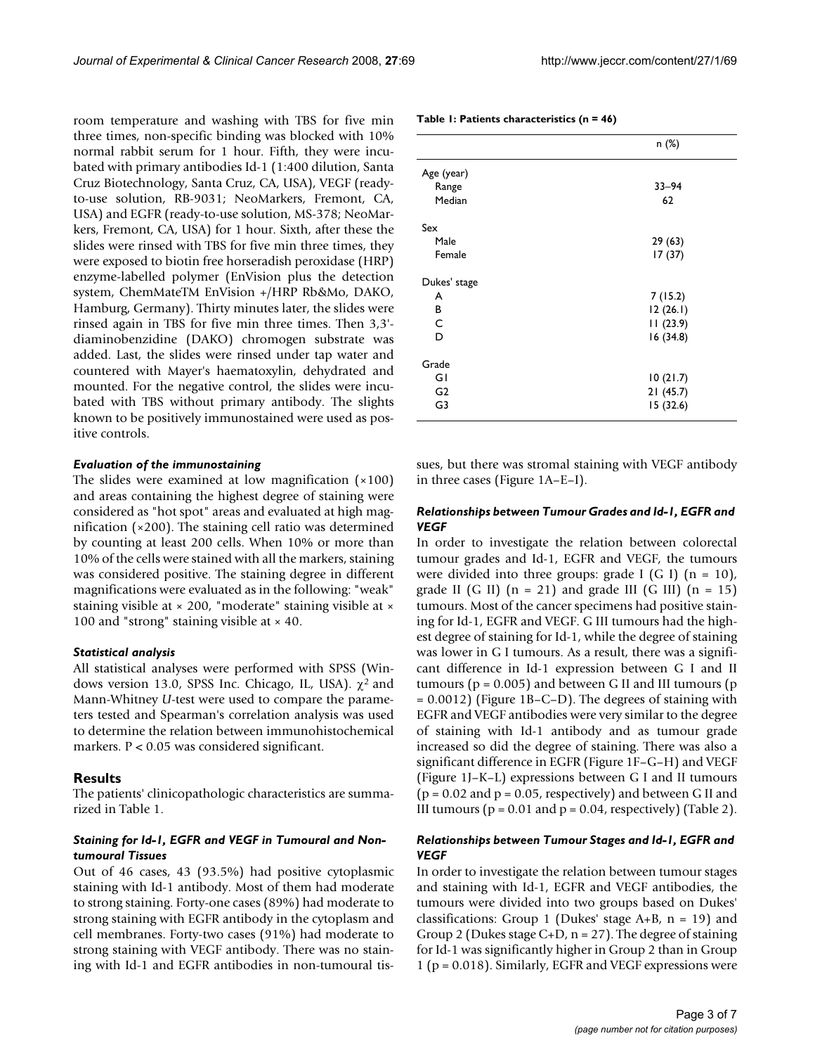room temperature and washing with TBS for five min three times, non-specific binding was blocked with 10% normal rabbit serum for 1 hour. Fifth, they were incubated with primary antibodies Id-1 (1:400 dilution, Santa Cruz Biotechnology, Santa Cruz, CA, USA), VEGF (ready-to-use solution, RB-9031; NeoMarkers, Fremont, CA, USA) and EGFR (ready-to-use solution, MS-378; NeoMarkers, Fremont, CA, USA) for 1 hour. Sixth, after these the slides were rinsed with TBS for five min three times, they were exposed to biotin free horseradish peroxidase (HRP) enzyme-labelled polymer (EnVision plus the detection system, ChemMateTM EnVision +/HRP Rb&Mo, DAKO, Hamburg, Germany). Thirty minutes later, the slides were rinsed again in TBS for five min three times. Then 3,3'-diaminobenzidine (DAKO) chromogen substrate was added. Last, the slides were rinsed under tap water and countered with Mayer's haematoxylin, dehydrated and mounted. For the negative control, the slides were incubated with TBS without primary antibody. The slights known to be positively immunostained were used as positive controls.

### *Evaluation of the immunostaining*

The slides were examined at low magnification (×100) and areas containing the highest degree of staining were considered as "hot spot" areas and evaluated at high magnification (×200). The staining cell ratio was determined by counting at least 200 cells. When 10% or more than 10% of the cells were stained with all the markers, staining was considered positive. The staining degree in different magnifications were evaluated as in the following: "weak" staining visible at × 200, "moderate" staining visible at × 100 and "strong" staining visible at × 40.

### *Statistical analysis*

All statistical analyses were performed with SPSS (Windows version 13.0, SPSS Inc. Chicago, IL, USA). $\chi^2$ and Mann-Whitney *U*-test were used to compare the parameters tested and Spearman's correlation analysis was used to determine the relation between immunohistochemical markers. $P < 0.05$ was considered significant.

## Results

The patients' clinicopathologic characteristics are summarized in Table 1.

**Table 1: Patients characteristics (n = 46)**

| | n (%) |
|---|---|
| Age (year) | |
| Range | 33–94 |
| Median | 62 |
| Sex | |
| Male | 29 (63) |
| Female | 17 (37) |
| Dukes' stage | |
| A | 7 (15.2) |
| B | 12 (26.1) |
| C | 11 (23.9) |
| D | 16 (34.8) |
| Grade | |
| G1 | 10 (21.7) |
| G2 | 21 (45.7) |
| G3 | 15 (32.6) |

### *Staining for Id-1, EGFR and VEGF in Tumoural and Non-tumoural Tissues*

Out of 46 cases, 43 (93.5%) had positive cytoplasmic staining with Id-1 antibody. Most of them had moderate to strong staining. Forty-one cases (89%) had moderate to strong staining with EGFR antibody in the cytoplasm and cell membranes. Forty-two cases (91%) had moderate to strong staining with VEGF antibody. There was no staining with Id-1 and EGFR antibodies in non-tumoural tissues, but there was stromal staining with VEGF antibody in three cases (Figure 1A–E–I).

### *Relationships between Tumour Grades and Id-1, EGFR and VEGF*

In order to investigate the relation between colorectal tumour grades and Id-1, EGFR and VEGF, the tumours were divided into three groups: grade I (G I) (n = 10), grade II (G II) (n = 21) and grade III (G III) (n = 15) tumours. Most of the cancer specimens had positive staining for Id-1, EGFR and VEGF. G III tumours had the highest degree of staining for Id-1, while the degree of staining was lower in G I tumours. As a result, there was a significant difference in Id-1 expression between G I and II tumours ($p = 0.005$) and between G II and III tumours ($p = 0.0012$) (Figure 1B–C–D). The degrees of staining with EGFR and VEGF antibodies were very similar to the degree of staining with Id-1 antibody and as tumour grade increased so did the degree of staining. There was also a significant difference in EGFR (Figure 1F–G–H) and VEGF (Figure 1J–K–L) expressions between G I and II tumours ($p = 0.02$ and $p = 0.05$, respectively) and between G II and III tumours ($p = 0.01$ and $p = 0.04$, respectively) (Table 2).

### *Relationships between Tumour Stages and Id-1, EGFR and VEGF*

In order to investigate the relation between tumour stages and staining with Id-1, EGFR and VEGF antibodies, the tumours were divided into two groups based on Dukes' classifications: Group 1 (Dukes' stage A+B, n = 19) and Group 2 (Dukes stage C+D, n = 27). The degree of staining for Id-1 was significantly higher in Group 2 than in Group 1 ($p = 0.018$). Similarly, EGFR and VEGF expressions were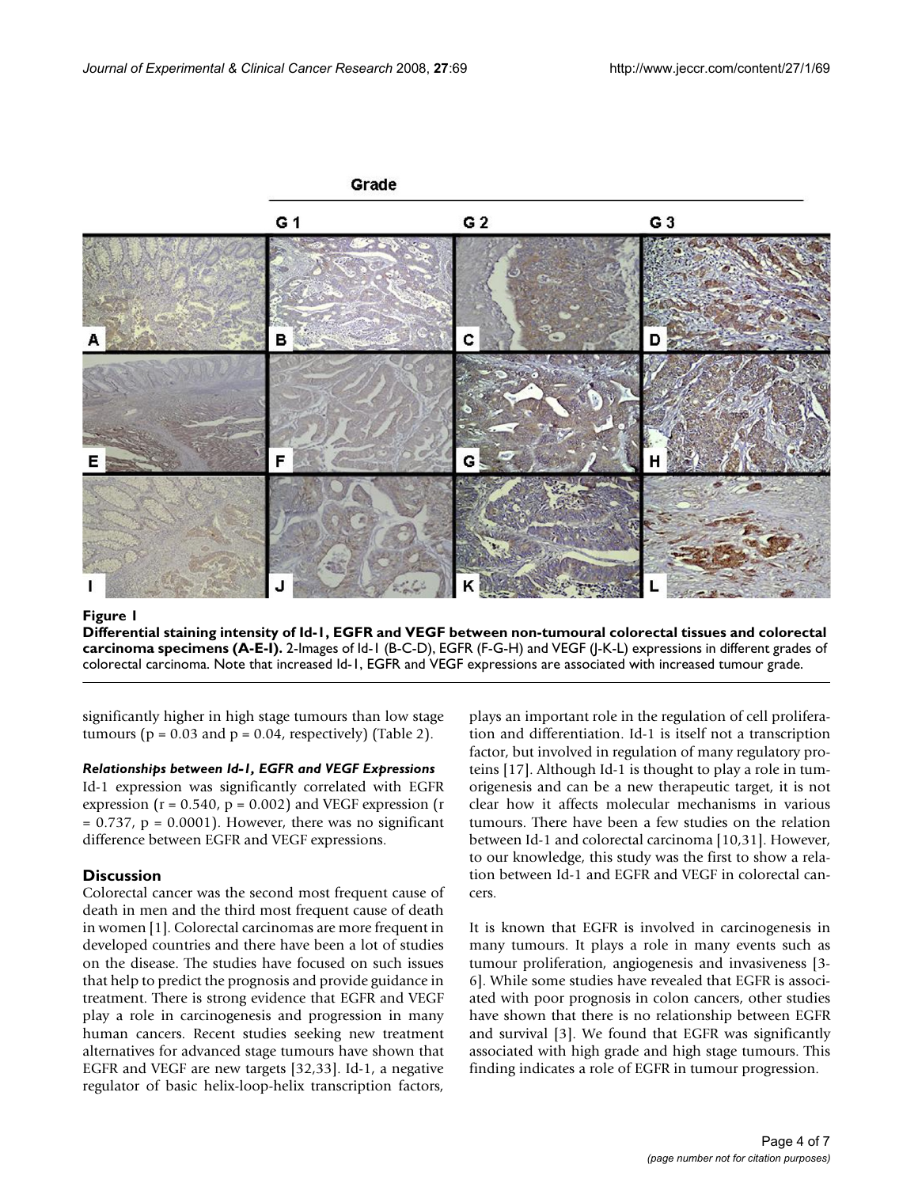**Figure 1**

**Differential staining intensity of Id-1, EGFR and VEGF between non-tumoural colorectal tissues and colorectal carcinoma specimens (A-E-I).** 2-Images of Id-1 (B-C-D), EGFR (F-G-H) and VEGF (J-K-L) expressions in different grades of colorectal carcinoma. Note that increased Id-1, EGFR and VEGF expressions are associated with increased tumour grade.

significantly higher in high stage tumours than low stage tumours ($p = 0.03$ and $p = 0.04$, respectively) (Table 2).

#### *Relationships between Id-1, EGFR and VEGF Expressions*

Id-1 expression was significantly correlated with EGFR expression ($r = 0.540$, $p = 0.002$) and VEGF expression ($r = 0.737$, $p = 0.0001$). However, there was no significant difference between EGFR and VEGF expressions.

## Discussion

Colorectal cancer was the second most frequent cause of death in men and the third most frequent cause of death in women [1]. Colorectal carcinomas are more frequent in developed countries and there have been a lot of studies on the disease. The studies have focused on such issues that help to predict the prognosis and provide guidance in treatment. There is strong evidence that EGFR and VEGF play a role in carcinogenesis and progression in many human cancers. Recent studies seeking new treatment alternatives for advanced stage tumours have shown that EGFR and VEGF are new targets [32,33]. Id-1, a negative regulator of basic helix-loop-helix transcription factors, plays an important role in the regulation of cell proliferation and differentiation. Id-1 is itself not a transcription factor, but involved in regulation of many regulatory proteins [17]. Although Id-1 is thought to play a role in tumorigenesis and can be a new therapeutic target, it is not clear how it affects molecular mechanisms in various tumours. There have been a few studies on the relation between Id-1 and colorectal carcinoma [10,31]. However, to our knowledge, this study was the first to show a relation between Id-1 and EGFR and VEGF in colorectal cancers.

It is known that EGFR is involved in carcinogenesis in many tumours. It plays a role in many events such as tumour proliferation, angiogenesis and invasiveness [3-6]. While some studies have revealed that EGFR is associated with poor prognosis in colon cancers, other studies have shown that there is no relationship between EGFR and survival [3]. We found that EGFR was significantly associated with high grade and high stage tumours. This finding indicates a role of EGFR in tumour progression.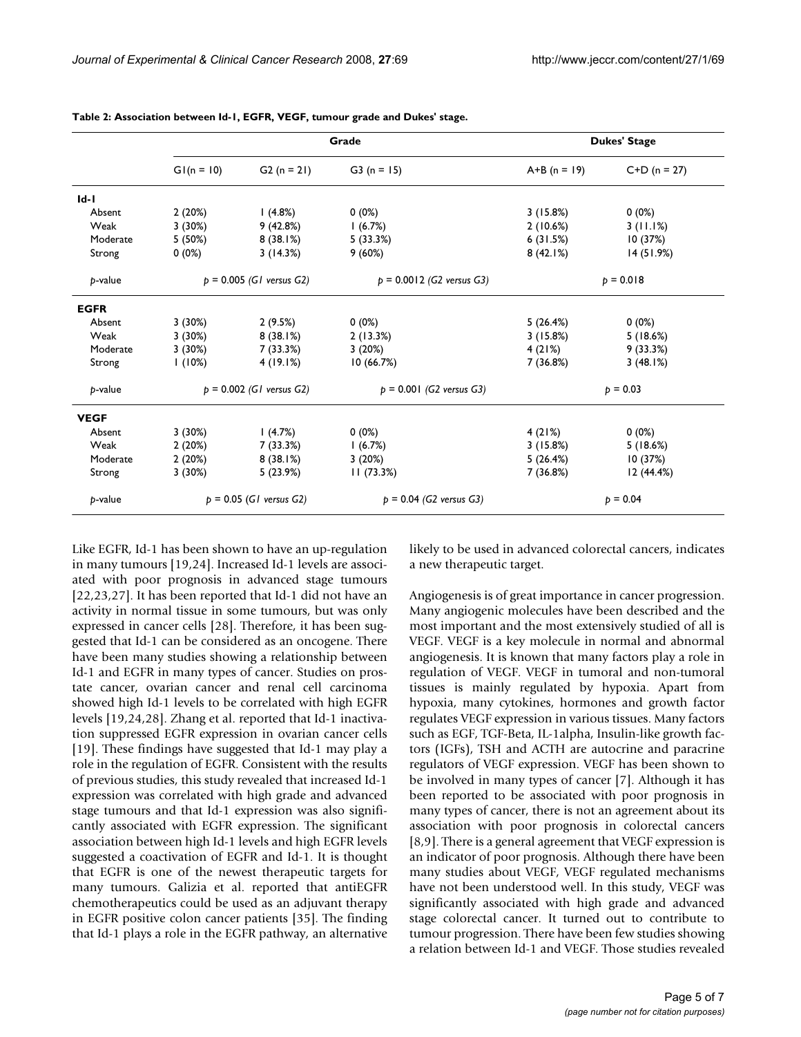**Table 2: Association between Id-1, EGFR, VEGF, tumour grade and Dukes' stage.**

| | Grade | | | Dukes' Stage | |
|---|---|---|---|---|---|
| | G1(n = 10) | G2 (n = 21) | G3 (n = 15) | A+B (n = 19) | C+D (n = 27) |
| **Id-1** | | | | | |
| Absent | 2 (20%) | 1 (4.8%) | 0 (0%) | 3 (15.8%) | 0 (0%) |
| Weak | 3 (30%) | 9 (42.8%) | 1 (6.7%) | 2 (10.6%) | 3 (11.1%) |
| Moderate | 5 (50%) | 8 (38.1%) | 5 (33.3%) | 6 (31.5%) | 10 (37%) |
| Strong | 0 (0%) | 3 (14.3%) | 9 (60%) | 8 (42.1%) | 14 (51.9%) |
| *p*-value | $p = 0.005$ *(G1 versus G2)* | | $p = 0.0012$ *(G2 versus G3)* | $p = 0.018$ | |
| **EGFR** | | | | | |
| Absent | 3 (30%) | 2 (9.5%) | 0 (0%) | 5 (26.4%) | 0 (0%) |
| Weak | 3 (30%) | 8 (38.1%) | 2 (13.3%) | 3 (15.8%) | 5 (18.6%) |
| Moderate | 3 (30%) | 7 (33.3%) | 3 (20%) | 4 (21%) | 9 (33.3%) |
| Strong | 1 (10%) | 4 (19.1%) | 10 (66.7%) | 7 (36.8%) | 3 (48.1%) |
| *p*-value | $p = 0.002$ *(G1 versus G2)* | | $p = 0.001$ *(G2 versus G3)* | $p = 0.03$ | |
| **VEGF** | | | | | |
| Absent | 3 (30%) | 1 (4.7%) | 0 (0%) | 4 (21%) | 0 (0%) |
| Weak | 2 (20%) | 7 (33.3%) | 1 (6.7%) | 3 (15.8%) | 5 (18.6%) |
| Moderate | 2 (20%) | 8 (38.1%) | 3 (20%) | 5 (26.4%) | 10 (37%) |
| Strong | 3 (30%) | 5 (23.9%) | 11 (73.3%) | 7 (36.8%) | 12 (44.4%) |
| *p*-value | $p = 0.05$ *(G1 versus G2)* | | $p = 0.04$ *(G2 versus G3)* | $p = 0.04$ | |

Like EGFR, Id-1 has been shown to have an up-regulation in many tumours [19,24]. Increased Id-1 levels are associated with poor prognosis in advanced stage tumours [22,23,27]. It has been reported that Id-1 did not have an activity in normal tissue in some tumours, but was only expressed in cancer cells [28]. Therefore, it has been suggested that Id-1 can be considered as an oncogene. There have been many studies showing a relationship between Id-1 and EGFR in many types of cancer. Studies on prostate cancer, ovarian cancer and renal cell carcinoma showed high Id-1 levels to be correlated with high EGFR levels [19,24,28]. Zhang et al. reported that Id-1 inactivation suppressed EGFR expression in ovarian cancer cells [19]. These findings have suggested that Id-1 may play a role in the regulation of EGFR. Consistent with the results of previous studies, this study revealed that increased Id-1 expression was correlated with high grade and advanced stage tumours and that Id-1 expression was also significantly associated with EGFR expression. The significant association between high Id-1 levels and high EGFR levels suggested a coactivation of EGFR and Id-1. It is thought that EGFR is one of the newest therapeutic targets for many tumours. Galizia et al. reported that antiEGFR chemotherapeutics could be used as an adjuvant therapy in EGFR positive colon cancer patients [35]. The finding that Id-1 plays a role in the EGFR pathway, an alternative likely to be used in advanced colorectal cancers, indicates a new therapeutic target.

Angiogenesis is of great importance in cancer progression. Many angiogenic molecules have been described and the most important and the most extensively studied of all is VEGF. VEGF is a key molecule in normal and abnormal angiogenesis. It is known that many factors play a role in regulation of VEGF. VEGF in tumoral and non-tumoral tissues is mainly regulated by hypoxia. Apart from hypoxia, many cytokines, hormones and growth factor regulates VEGF expression in various tissues. Many factors such as EGF, TGF-Beta, IL-1alpha, Insulin-like growth factors (IGFs), TSH and ACTH are autocrine and paracrine regulators of VEGF expression. VEGF has been shown to be involved in many types of cancer [7]. Although it has been reported to be associated with poor prognosis in many types of cancer, there is not an agreement about its association with poor prognosis in colorectal cancers [8,9]. There is a general agreement that VEGF expression is an indicator of poor prognosis. Although there have been many studies about VEGF, VEGF regulated mechanisms have not been understood well. In this study, VEGF was significantly associated with high grade and advanced stage colorectal cancer. It turned out to contribute to tumour progression. There have been few studies showing a relation between Id-1 and VEGF. Those studies revealed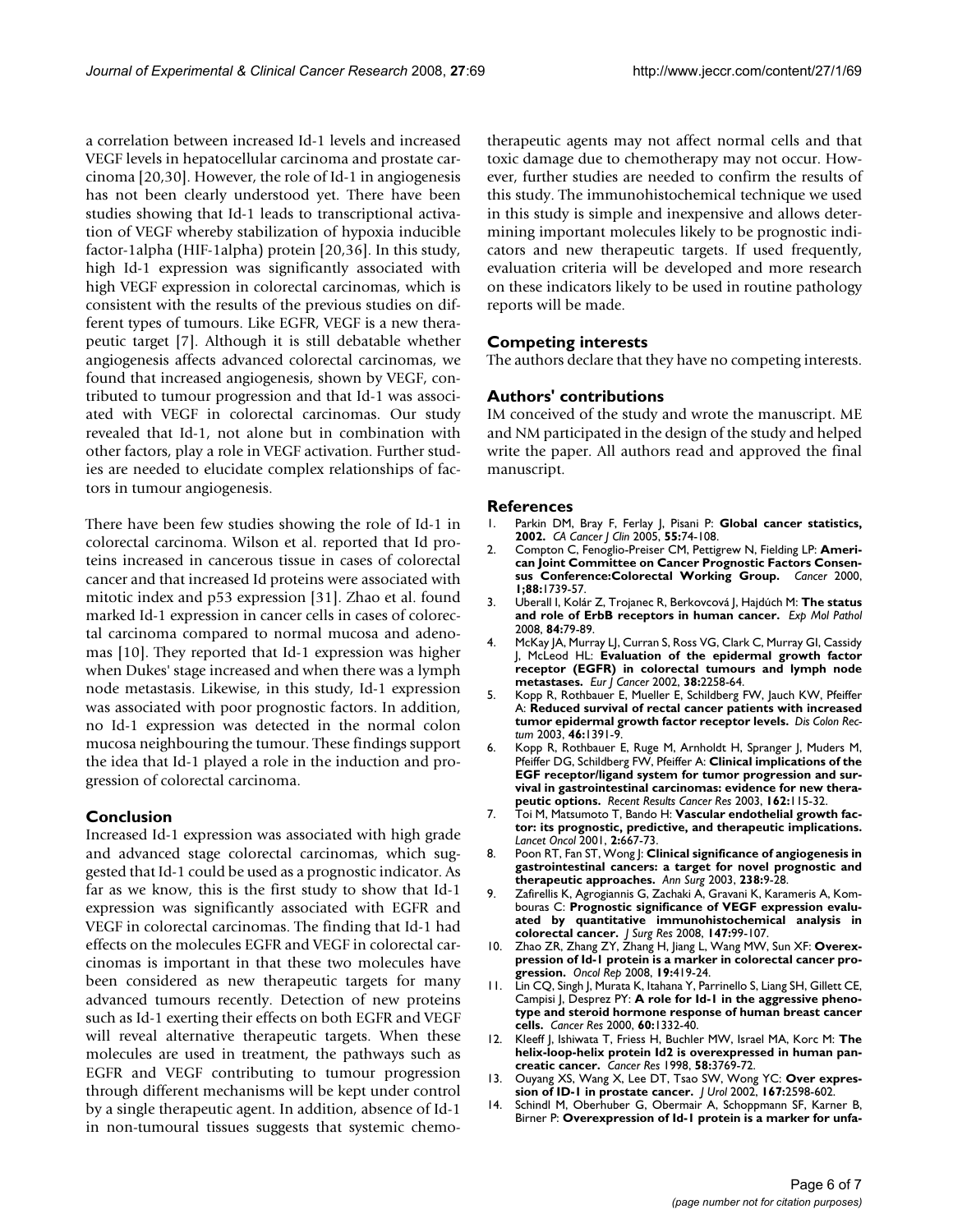a correlation between increased Id-1 levels and increased VEGF levels in hepatocellular carcinoma and prostate carcinoma [20,30]. However, the role of Id-1 in angiogenesis has not been clearly understood yet. There have been studies showing that Id-1 leads to transcriptional activation of VEGF whereby stabilization of hypoxia inducible factor-1alpha (HIF-1alpha) protein [20,36]. In this study, high Id-1 expression was significantly associated with high VEGF expression in colorectal carcinomas, which is consistent with the results of the previous studies on different types of tumours. Like EGFR, VEGF is a new therapeutic target [7]. Although it is still debatable whether angiogenesis affects advanced colorectal carcinomas, we found that increased angiogenesis, shown by VEGF, contributed to tumour progression and that Id-1 was associated with VEGF in colorectal carcinomas. Our study revealed that Id-1, not alone but in combination with other factors, play a role in VEGF activation. Further studies are needed to elucidate complex relationships of factors in tumour angiogenesis.

There have been few studies showing the role of Id-1 in colorectal carcinoma. Wilson et al. reported that Id proteins increased in cancerous tissue in cases of colorectal cancer and that increased Id proteins were associated with mitotic index and p53 expression [31]. Zhao et al. found marked Id-1 expression in cancer cells in cases of colorectal carcinoma compared to normal mucosa and adenomas [10]. They reported that Id-1 expression was higher when Dukes' stage increased and when there was a lymph node metastasis. Likewise, in this study, Id-1 expression was associated with poor prognostic factors. In addition, no Id-1 expression was detected in the normal colon mucosa neighbouring the tumour. These findings support the idea that Id-1 played a role in the induction and progression of colorectal carcinoma.

## Conclusion

Increased Id-1 expression was associated with high grade and advanced stage colorectal carcinomas, which suggested that Id-1 could be used as a prognostic indicator. As far as we know, this is the first study to show that Id-1 expression was significantly associated with EGFR and VEGF in colorectal carcinomas. The finding that Id-1 had effects on the molecules EGFR and VEGF in colorectal carcinomas is important in that these two molecules have been considered as new therapeutic targets for many advanced tumours recently. Detection of new proteins such as Id-1 exerting their effects on both EGFR and VEGF will reveal alternative therapeutic targets. When these molecules are used in treatment, the pathways such as EGFR and VEGF contributing to tumour progression through different mechanisms will be kept under control by a single therapeutic agent. In addition, absence of Id-1 in non-tumoural tissues suggests that systemic chemotherapeutic agents may not affect normal cells and that toxic damage due to chemotherapy may not occur. However, further studies are needed to confirm the results of this study. The immunohistochemical technique we used in this study is simple and inexpensive and allows determining important molecules likely to be prognostic indicators and new therapeutic targets. If used frequently, evaluation criteria will be developed and more research on these indicators likely to be used in routine pathology reports will be made.

## Competing interests

The authors declare that they have no competing interests.

## Authors' contributions

IM conceived of the study and wrote the manuscript. ME and NM participated in the design of the study and helped write the paper. All authors read and approved the final manuscript.

## References

1. Parkin DM, Bray F, Ferlay J, Pisani P: **Global cancer statistics, 2002.** *CA Cancer J Clin* 2005, **55:**74-108.
2. Compton C, Fenoglio-Preiser CM, Pettigrew N, Fielding LP: **American Joint Committee on Cancer Prognostic Factors Consensus Conference:Colorectal Working Group.** *Cancer* 2000, **1;88:**1739-57.
3. Uberall I, Kolár Z, Trojanec R, Berkovcová J, Hajdúch M: **The status and role of ErbB receptors in human cancer.** *Exp Mol Pathol* 2008, **84:**79-89.
4. McKay JA, Murray LJ, Curran S, Ross VG, Clark C, Murray GI, Cassidy J, McLeod HL: **Evaluation of the epidermal growth factor receptor (EGFR) in colorectal tumours and lymph node metastases.** *Eur J Cancer* 2002, **38:**2258-64.
5. Kopp R, Rothbauer E, Mueller E, Schildberg FW, Jauch KW, Pfeiffer A: **Reduced survival of rectal cancer patients with increased tumor epidermal growth factor receptor levels.** *Dis Colon Rectum* 2003, **46:**1391-9.
6. Kopp R, Rothbauer E, Ruge M, Arnholdt H, Spranger J, Muders M, Pfeiffer DG, Schildberg FW, Pfeiffer A: **Clinical implications of the EGF receptor/ligand system for tumor progression and survival in gastrointestinal carcinomas: evidence for new therapeutic options.** *Recent Results Cancer Res* 2003, **162:**115-32.
7. Toi M, Matsumoto T, Bando H: **Vascular endothelial growth factor: its prognostic, predictive, and therapeutic implications.** *Lancet Oncol* 2001, **2:**667-73.
8. Poon RT, Fan ST, Wong J: **Clinical significance of angiogenesis in gastrointestinal cancers: a target for novel prognostic and therapeutic approaches.** *Ann Surg* 2003, **238:**9-28.
9. Zafirellis K, Agrogiannis G, Zachaki A, Gravani K, Karameris A, Kombouras C: **Prognostic significance of VEGF expression evaluated by quantitative immunohistochemical analysis in colorectal cancer.** *J Surg Res* 2008, **147:**99-107.
10. Zhao ZR, Zhang ZY, Zhang H, Jiang L, Wang MW, Sun XF: **Overexpression of Id-1 protein is a marker in colorectal cancer progression.** *Oncol Rep* 2008, **19:**419-24.
11. Lin CQ, Singh J, Murata K, Itahana Y, Parrinello S, Liang SH, Gillett CE, Campisi J, Desprez PY: **A role for Id-1 in the aggressive phenotype and steroid hormone response of human breast cancer cells.** *Cancer Res* 2000, **60:**1332-40.
12. Kleeff J, Ishiwata T, Friess H, Buchler MW, Israel MA, Korc M: **The helix-loop-helix protein Id2 is overexpressed in human pancreatic cancer.** *Cancer Res* 1998, **58:**3769-72.
13. Ouyang XS, Wang X, Lee DT, Tsao SW, Wong YC: **Over expression of ID-1 in prostate cancer.** *J Urol* 2002, **167:**2598-602.
14. Schindl M, Oberhuber G, Obermair A, Schoppmann SF, Karner B, Birner P: **Overexpression of Id-1 protein is a marker for unfa-**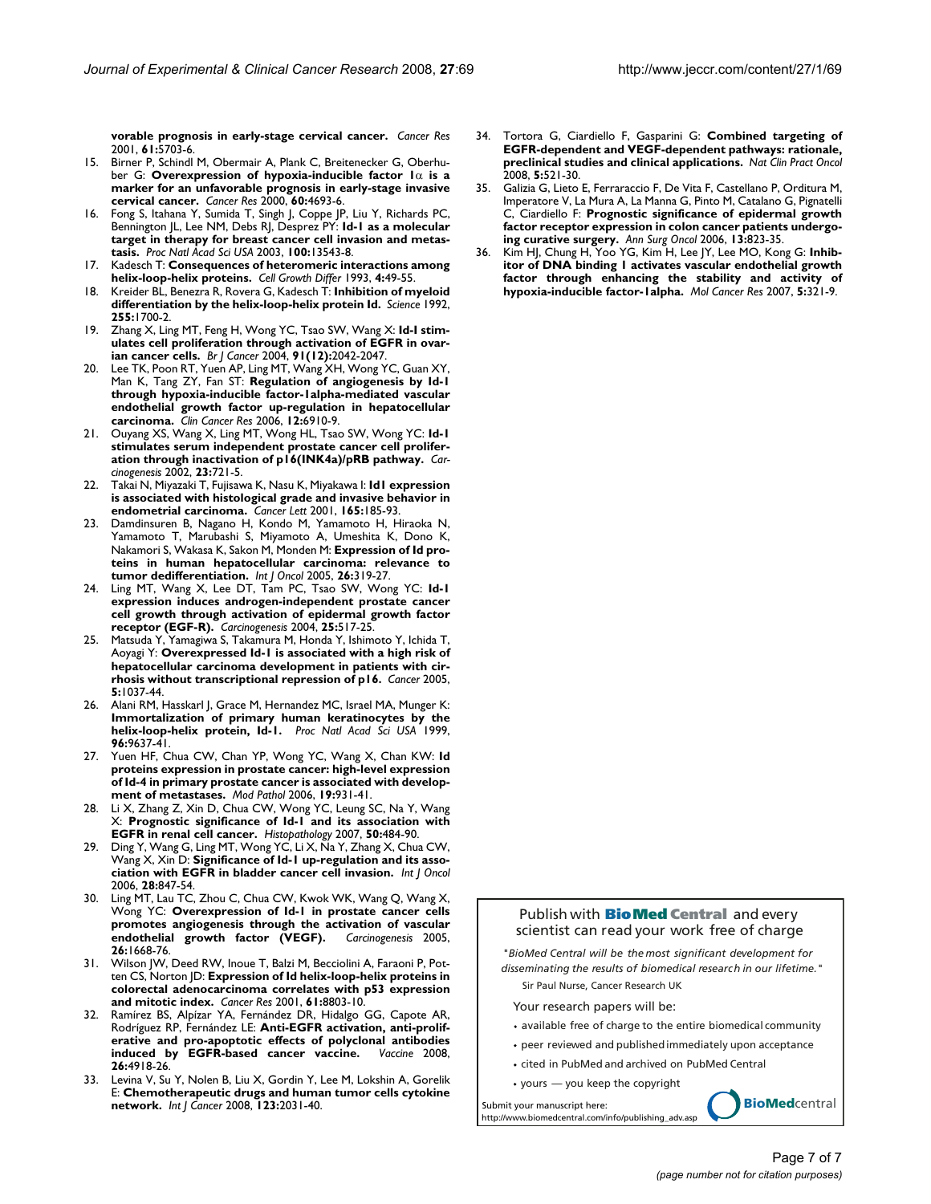**vorable prognosis in early-stage cervical cancer.** *Cancer Res* 2001, **61:**5703-6.

15. Birner P, Schindl M, Obermair A, Plank C, Breitenecker G, Oberhuber G: **Overexpression of hypoxia-inducible factor 1α is a marker for an unfavorable prognosis in early-stage invasive cervical cancer.** *Cancer Res* 2000, **60:**4693-6.
16. Fong S, Itahana Y, Sumida T, Singh J, Coppe JP, Liu Y, Richards PC, Bennington JL, Lee NM, Debs RJ, Desprez PY: **Id-1 as a molecular target in therapy for breast cancer cell invasion and metastasis.** *Proc Natl Acad Sci USA* 2003, **100:**13543-8.
17. Kadesch T: **Consequences of heteromeric interactions among helix-loop-helix proteins.** *Cell Growth Differ* 1993, **4:**49-55.
18. Kreider BL, Benezra R, Rovera G, Kadesch T: **Inhibition of myeloid differentiation by the helix-loop-helix protein Id.** *Science* 1992, **255:**1700-2.
19. Zhang X, Ling MT, Feng H, Wong YC, Tsao SW, Wang X: **Id-I stimulates cell proliferation through activation of EGFR in ovarian cancer cells.** *Br J Cancer* 2004, **91(12):**2042-2047.
20. Lee TK, Poon RT, Yuen AP, Ling MT, Wang XH, Wong YC, Guan XY, Man K, Tang ZY, Fan ST: **Regulation of angiogenesis by Id-1 through hypoxia-inducible factor-1alpha-mediated vascular endothelial growth factor up-regulation in hepatocellular carcinoma.** *Clin Cancer Res* 2006, **12:**6910-9.
21. Ouyang XS, Wang X, Ling MT, Wong HL, Tsao SW, Wong YC: **Id-1 stimulates serum independent prostate cancer cell proliferation through inactivation of p16(INK4a)/pRB pathway.** *Carcinogenesis* 2002, **23:**721-5.
22. Takai N, Miyazaki T, Fujisawa K, Nasu K, Miyakawa I: **Id1 expression is associated with histological grade and invasive behavior in endometrial carcinoma.** *Cancer Lett* 2001, **165:**185-93.
23. Damdinsuren B, Nagano H, Kondo M, Yamamoto H, Hiraoka N, Yamamoto T, Marubashi S, Miyamoto A, Umeshita K, Dono K, Nakamori S, Wakasa K, Sakon M, Monden M: **Expression of Id proteins in human hepatocellular carcinoma: relevance to tumor dedifferentiation.** *Int J Oncol* 2005, **26:**319-27.
24. Ling MT, Wang X, Lee DT, Tam PC, Tsao SW, Wong YC: **Id-1 expression induces androgen-independent prostate cancer cell growth through activation of epidermal growth factor receptor (EGF-R).** *Carcinogenesis* 2004, **25:**517-25.
25. Matsuda Y, Yamagiwa S, Takamura M, Honda Y, Ishimoto Y, Ichida T, Aoyagi Y: **Overexpressed Id-1 is associated with a high risk of hepatocellular carcinoma development in patients with cirrhosis without transcriptional repression of p16.** *Cancer* 2005, **5:**1037-44.
26. Alani RM, Hasskarl J, Grace M, Hernandez MC, Israel MA, Munger K: **Immortalization of primary human keratinocytes by the helix-loop-helix protein, Id-1.** *Proc Natl Acad Sci USA* 1999, **96:**9637-41.
27. Yuen HF, Chua CW, Chan YP, Wong YC, Wang X, Chan KW: **Id proteins expression in prostate cancer: high-level expression of Id-4 in primary prostate cancer is associated with development of metastases.** *Mod Pathol* 2006, **19:**931-41.
28. Li X, Zhang Z, Xin D, Chua CW, Wong YC, Leung SC, Na Y, Wang X: **Prognostic significance of Id-1 and its association with EGFR in renal cell cancer.** *Histopathology* 2007, **50:**484-90.
29. Ding Y, Wang G, Ling MT, Wong YC, Li X, Na Y, Zhang X, Chua CW, Wang X, Xin D: **Significance of Id-1 up-regulation and its association with EGFR in bladder cancer cell invasion.** *Int J Oncol* 2006, **28:**847-54.
30. Ling MT, Lau TC, Zhou C, Chua CW, Kwok WK, Wang Q, Wang X, Wong YC: **Overexpression of Id-1 in prostate cancer cells promotes angiogenesis through the activation of vascular endothelial growth factor (VEGF).** *Carcinogenesis* 2005, **26:**1668-76.
31. Wilson JW, Deed RW, Inoue T, Balzi M, Becciolini A, Faraoni P, Potten CS, Norton JD: **Expression of Id helix-loop-helix proteins in colorectal adenocarcinoma correlates with p53 expression and mitotic index.** *Cancer Res* 2001, **61:**8803-10.
32. Ramírez BS, Alpízar YA, Fernández DR, Hidalgo GG, Capote AR, Rodríguez RP, Fernández LE: **Anti-EGFR activation, anti-proliferative and pro-apoptotic effects of polyclonal antibodies induced by EGFR-based cancer vaccine.** *Vaccine* 2008, **26:**4918-26.
33. Levina V, Su Y, Nolen B, Liu X, Gordin Y, Lee M, Lokshin A, Gorelik E: **Chemotherapeutic drugs and human tumor cells cytokine network.** *Int J Cancer* 2008, **123:**2031-40.
34. Tortora G, Ciardiello F, Gasparini G: **Combined targeting of EGFR-dependent and VEGF-dependent pathways: rationale, preclinical studies and clinical applications.** *Nat Clin Pract Oncol* 2008, **5:**521-30.
35. Galizia G, Lieto E, Ferraraccio F, De Vita F, Castellano P, Orditura M, Imperatore V, La Mura A, La Manna G, Pinto M, Catalano G, Pignatelli C, Ciardiello F: **Prognostic significance of epidermal growth factor receptor expression in colon cancer patients undergoing curative surgery.** *Ann Surg Oncol* 2006, **13:**823-35.
36. Kim HJ, Chung H, Yoo YG, Kim H, Lee JY, Lee MO, Kong G: **Inhibitor of DNA binding 1 activates vascular endothelial growth factor through enhancing the stability and activity of hypoxia-inducible factor-1alpha.** *Mol Cancer Res* 2007, **5:**321-9.

Publish with **BioMed Central** and every scientist can read your work free of charge

*"BioMed Central will be the most significant development for disseminating the results of biomedical research in our lifetime."*
Sir Paul Nurse, Cancer Research UK

Your research papers will be:

- available free of charge to the entire biomedical community
- peer reviewed and published immediately upon acceptance
- cited in PubMed and archived on PubMed Central
- yours — you keep the copyright

Submit your manuscript here:
http://www.biomedcentral.com/info/publishing_adv.asp

BioMedcentral